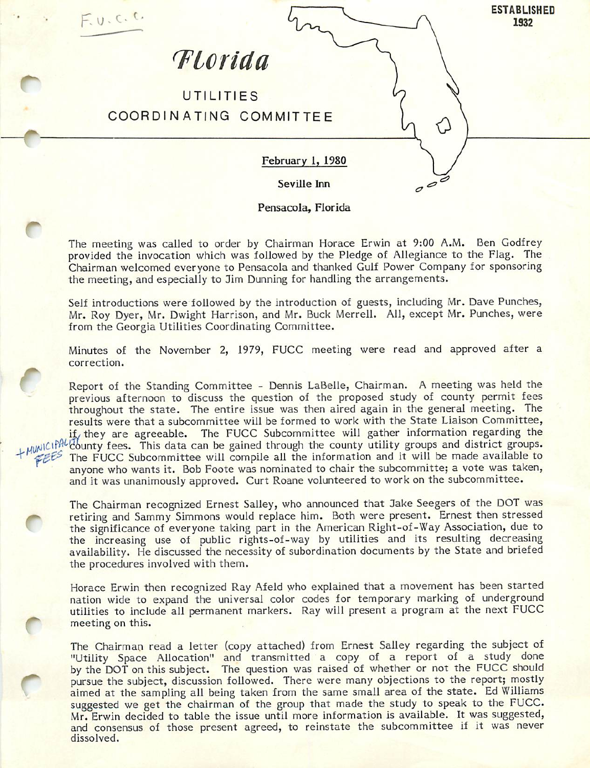F.U.C.C.

ESTABLISHED 1932

# *Florida*

## UTILITIES COORDINATING COMMITTEE

February 1, 1980

Seville Inn

Pensacola, Florida

The meeting was called to order by Chairman Horace Erwin at 9:00 A.M. Ben Godfrey provided the invocation which was followed by the Pledge of Allegiance to the Flag. The Chairman welcomed everyone to Pensacola and thanked Gulf Power Company for sponsoring the meeting, and especially to Jim Dunning for handling the arrangements.

Self introductions were followed by the introduction of guests, including Mr. Dave Punches, Mr. Roy Dyer, Mr. Dwight Harrison, and Mr. Buck Merrell. All, except Mr. Punches, were from the Georgia Utilities Coordinating Committee.

Minutes of the November 2, 1979, FUCC meeting were read and approved after a correction.

Report of the Standing Committee - Dennis LaBelle, Chairman. A meeting was held the previous afternoon to discuss the question of the proposed study of county permit fees throughout the state. The entire issue was then aired again in the general meeting. The results were that a subcommittee will be formed to work with the State Liaison Committee, if they are agreeable. The FUCC Subcommittee will gather information regarding the county fees. This data can be gained through the county utility groups and district groups. The FUCC Subcommittee will compile all the information and it will be made available to anyone who wants it. Bob Foote was nominated to chair the subcommitte; a vote was taken, and it was unanimously approved. Curt Roane volunteered to work on the subcommittee.

+ MUNICIPALITY FEES

The Chairman recognized Ernest Salley, who announced that Jake Seegers of the DOT was retiring and Sammy Simmons would replace him. Both were present. Ernest then stressed the significance of everyone taking part in the American Right-of-Way Association, due to the increasing use of public rights-of-way by utilities and its resulting decreasing availability. He discussed the necessity of subordination documents by the State and briefed the procedures involved with them.

Horace Erwin then recognized Ray Afeld who explained that a movement has been started nation wide to expand the universal color codes for temporary marking of underground utilities to include all permanent markers. Ray will present a program at the next FUCC meeting on this.

The Chairman read a letter (copy attached) from Ernest Salley regarding the subject of "Utility Space Allocation" and transmitted a copy of a report of a study done by the DOT on this subject. The question was raised of whether or not the FUCC should pursue the subject, discussion followed. There were many objections to the report; mostly aimed at the sampling all being taken from the same small area of the state. Ed Williams suggested we get the chairman of the group that made the study to speak to the FUCC. Mr. Erwin decided to table the issue until more information is available. It was suggested, and consensus of those present agreed, to reinstate the subcommittee if it was never dissolved.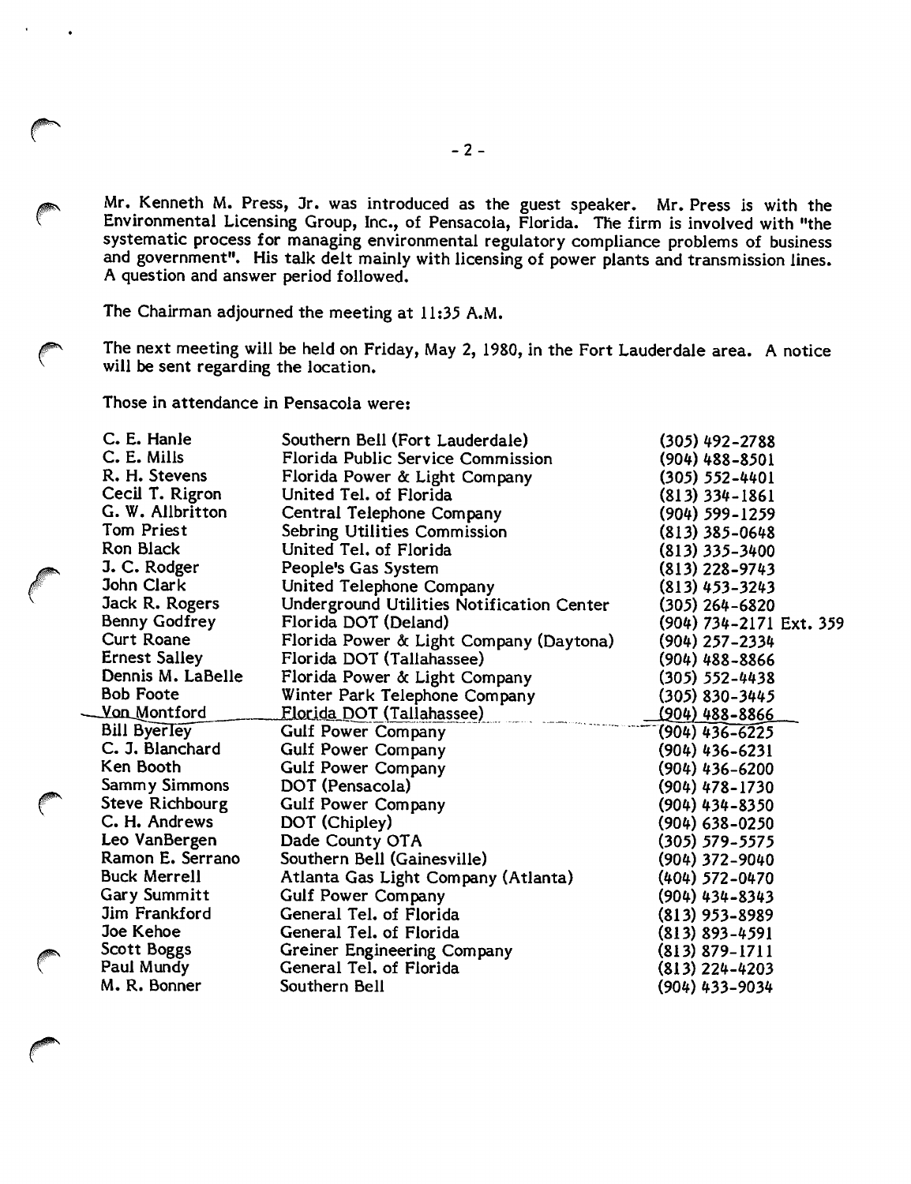Mr. Kenneth M. Press, Jr. was introduced as the guest speaker. Mr. Press is with the Environmental Licensing Group, Inc., of Pensacola, Florida. The firm is involved with "the systematic process for managing environmental regulatory compliance problems of business and government". His talk delt mainly with licensing of power plants and transmission lines. A question and answer period followed.

The Chairman adjourned the meeting at 11:35 A.M.

The next meeting will be held on Friday, May 2, 1980, in the Fort Lauderdale area. A notice will be sent regarding the location.

Those in attendance in Pensacola were:

| | | |
|---|---|---|
| C. E. Hanle | Southern Bell (Fort Lauderdale) | (305) 492-2788 |
| C. E. Mills | Florida Public Service Commission | (904) 488-8501 |
| R. H. Stevens | Florida Power & Light Company | (305) 552-4401 |
| Cecil T. Rigron | United Tel. of Florida | (813) 334-1861 |
| G. W. Allbritton | Central Telephone Company | (904) 599-1259 |
| Tom Priest | Sebring Utilities Commission | (813) 385-0648 |
| Ron Black | United Tel. of Florida | (813) 335-3400 |
| J. C. Rodger | People's Gas System | (813) 228-9743 |
| John Clark | United Telephone Company | (813) 453-3243 |
| Jack R. Rogers | Underground Utilities Notification Center | (305) 264-6820 |
| Benny Godfrey | Florida DOT (Deland) | (904) 734-2171 Ext. 359 |
| Curt Roane | Florida Power & Light Company (Daytona) | (904) 257-2334 |
| Ernest Salley | Florida DOT (Tallahassee) | (904) 488-8866 |
| Dennis M. LaBelle | Florida Power & Light Company | (305) 552-4438 |
| Bob Foote | Winter Park Telephone Company | (305) 830-3445 |
| Von Montford | Florida DOT (Tallahassee) | (904) 488-8866 |
| Bill Byerley | Gulf Power Company | (904) 436-6225 |
| C. J. Blanchard | Gulf Power Company | (904) 436-6231 |
| Ken Booth | Gulf Power Company | (904) 436-6200 |
| Sammy Simmons | DOT (Pensacola) | (904) 478-1730 |
| Steve Richbourg | Gulf Power Company | (904) 434-8350 |
| C. H. Andrews | DOT (Chipley) | (904) 638-0250 |
| Leo VanBergen | Dade County OTA | (305) 579-5575 |
| Ramon E. Serrano | Southern Bell (Gainesville) | (904) 372-9040 |
| Buck Merrell | Atlanta Gas Light Company (Atlanta) | (404) 572-0470 |
| Gary Summitt | Gulf Power Company | (904) 434-8343 |
| Jim Frankford | General Tel. of Florida | (813) 953-8989 |
| Joe Kehoe | General Tel. of Florida | (813) 893-4591 |
| Scott Boggs | Greiner Engineering Company | (813) 879-1711 |
| Paul Mundy | General Tel. of Florida | (813) 224-4203 |
| M. R. Bonner | Southern Bell | (904) 433-9034 |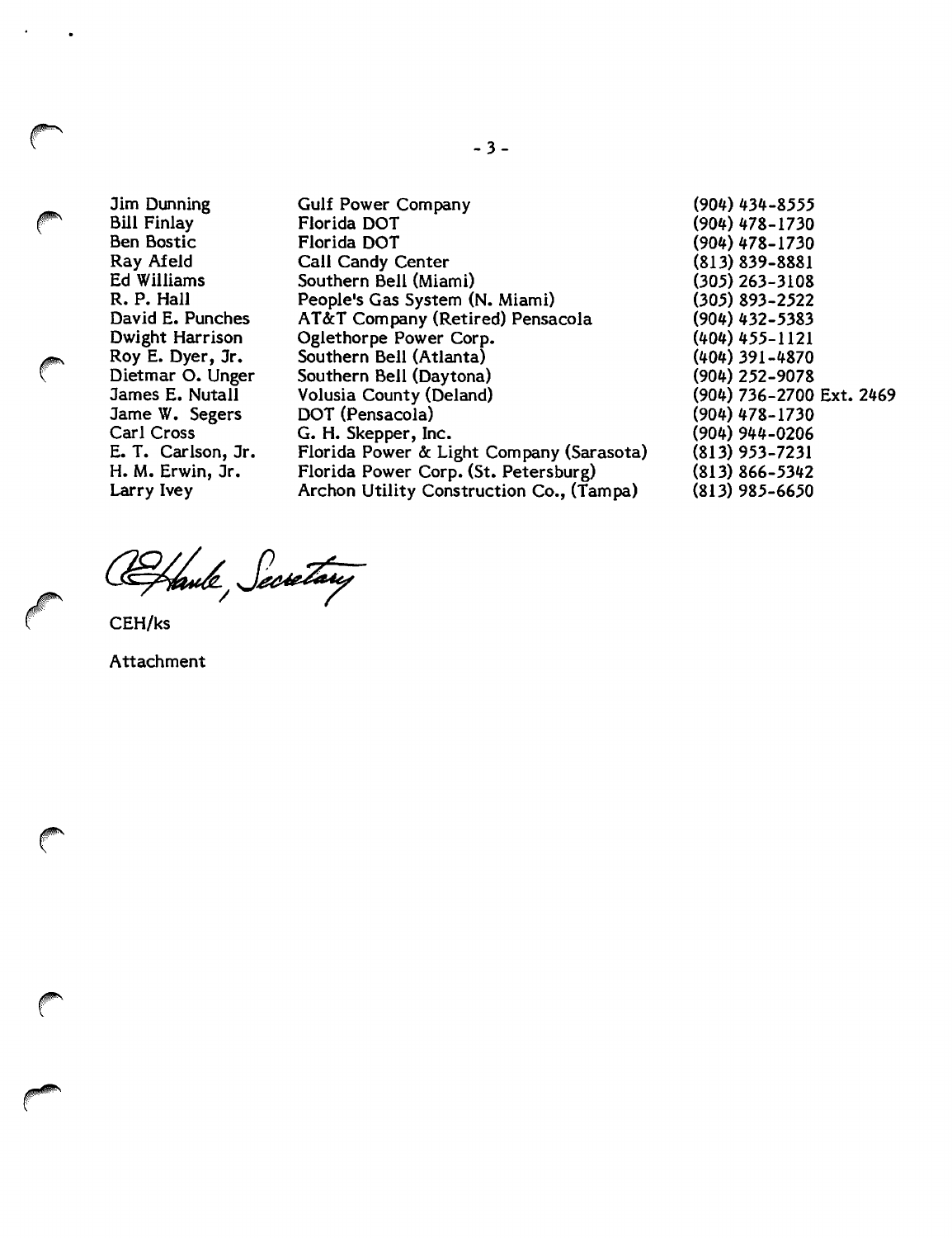| | | |
|---|---|---|
| Jim Dunning | Gulf Power Company | (904) 434-8555 |
| Bill Finlay | Florida DOT | (904) 478-1730 |
| Ben Bostic | Florida DOT | (904) 478-1730 |
| Ray Afeld | Call Candy Center | (813) 839-8881 |
| Ed Williams | Southern Bell (Miami) | (305) 263-3108 |
| R. P. Hall | People's Gas System (N. Miami) | (305) 893-2522 |
| David E. Punches | AT&T Company (Retired) Pensacola | (904) 432-5383 |
| Dwight Harrison | Oglethorpe Power Corp. | (404) 455-1121 |
| Roy E. Dyer, Jr. | Southern Bell (Atlanta) | (404) 391-4870 |
| Dietmar O. Unger | Southern Bell (Daytona) | (904) 252-9078 |
| James E. Nutall | Volusia County (Deland) | (904) 736-2700 Ext. 2469 |
| Jame W. Segers | DOT (Pensacola) | (904) 478-1730 |
| Carl Cross | G. H. Skepper, Inc. | (904) 944-0206 |
| E. T. Carlson, Jr. | Florida Power & Light Company (Sarasota) | (813) 953-7231 |
| H. M. Erwin, Jr. | Florida Power Corp. (St. Petersburg) | (813) 866-5342 |
| Larry Ivey | Archon Utility Construction Co., (Tampa) | (813) 985-6650 |

CEHanle, Secretary

CEH/ks

Attachment